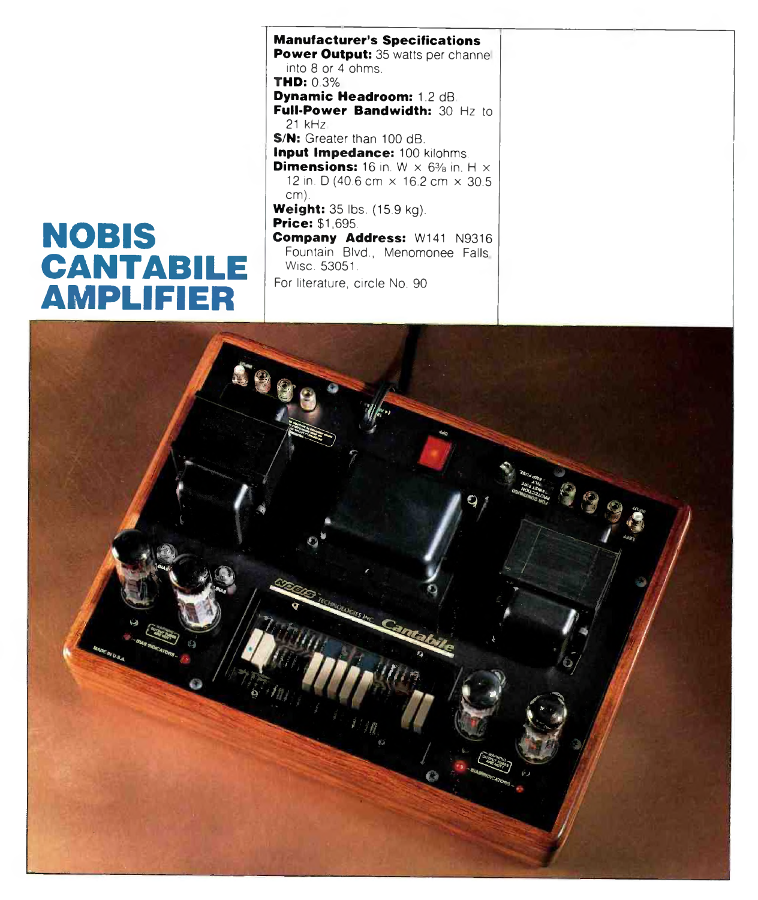# NOBIS CANTABILE AMPLIFIER

**Manufacturer's Specifications**

**Power Output:** 35 watts per channel into 8 or 4 ohms.

**THD:** 0.3%

**Dynamic Headroom:** 1.2 dB.

**Full-Power Bandwidth:** 30 Hz to 21 kHz.

**S/N:** Greater than 100 dB.

**Input Impedance:** 100 kilohms.

**Dimensions:** 16 in. W × 6⅜ in. H × 12 in. D (40.6 cm × 16.2 cm × 30.5 cm).

**Weight:** 35 lbs. (15.9 kg).

**Price:** $1,695.

**Company Address:** W141 N9316 Fountain Blvd., Menomonee Falls, Wisc. 53051.

For literature, circle No. 90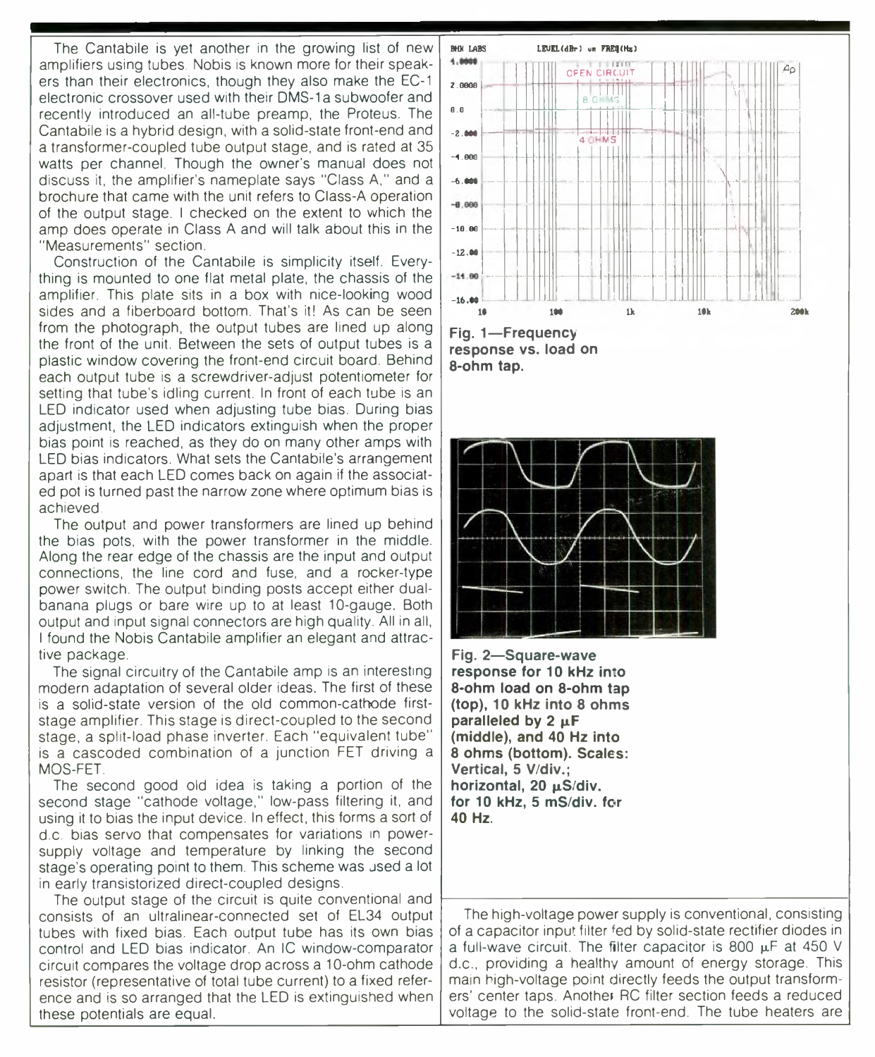The Cantabile is yet another in the growing list of new amplifiers using tubes. Nobis is known more for their speakers than their electronics, though they also make the EC-1 electronic crossover used with their DMS-1a subwoofer and recently introduced an all-tube preamp, the Proteus. The Cantabile is a hybrid design, with a solid-state front-end and a transformer-coupled tube output stage, and is rated at 35 watts per channel. Though the owner's manual does not discuss it, the amplifier's nameplate says "Class A," and a brochure that came with the unit refers to Class-A operation of the output stage. I checked on the extent to which the amp does operate in Class A and will talk about this in the "Measurements" section.

Construction of the Cantabile is simplicity itself. Everything is mounted to one flat metal plate, the chassis of the amplifier. This plate sits in a box with nice-looking wood sides and a fiberboard bottom. That's it! As can be seen from the photograph, the output tubes are lined up along the front of the unit. Between the sets of output tubes is a plastic window covering the front-end circuit board. Behind each output tube is a screwdriver-adjust potentiometer for setting that tube's idling current. In front of each tube is an LED indicator used when adjusting tube bias. During bias adjustment, the LED indicators extinguish when the proper bias point is reached, as they do on many other amps with LED bias indicators. What sets the Cantabile's arrangement apart is that each LED comes back on again if the associated pot is turned past the narrow zone where optimum bias is achieved.

The output and power transformers are lined up behind the bias pots, with the power transformer in the middle. Along the rear edge of the chassis are the input and output connections, the line cord and fuse, and a rocker-type power switch. The output binding posts accept either dual-banana plugs or bare wire up to at least 10-gauge. Both output and input signal connectors are high quality. All in all, I found the Nobis Cantabile amplifier an elegant and attractive package.

The signal circuitry of the Cantabile amp is an interesting modern adaptation of several older ideas. The first of these is a solid-state version of the old common-cathode first-stage amplifier. This stage is direct-coupled to the second stage, a split-load phase inverter. Each "equivalent tube" is a cascoded combination of a junction FET driving a MOS-FET.

The second good old idea is taking a portion of the second stage "cathode voltage," low-pass filtering it, and using it to bias the input device. In effect, this forms a sort of d.c. bias servo that compensates for variations in power-supply voltage and temperature by linking the second stage's operating point to them. This scheme was used a lot in early transistorized direct-coupled designs.

The output stage of the circuit is quite conventional and consists of an ultralinear-connected set of EL34 output tubes with fixed bias. Each output tube has its own bias control and LED bias indicator. An IC window-comparator circuit compares the voltage drop across a 10-ohm cathode resistor (representative of total tube current) to a fixed reference and is so arranged that the LED is extinguished when these potentials are equal.

**Fig. 1—Frequency response vs. load on 8-ohm tap.**

**Fig. 2—Square-wave response for 10 kHz into 8-ohm load on 8-ohm tap (top), 10 kHz into 8 ohms paralleled by 2 µF (middle), and 40 Hz into 8 ohms (bottom). Scales: Vertical, 5 V/div.; horizontal, 20 µS/div. for 10 kHz, 5 mS/div. for 40 Hz.**

The high-voltage power supply is conventional, consisting of a capacitor input filter fed by solid-state rectifier diodes in a full-wave circuit. The filter capacitor is 800 µF at 450 V d.c., providing a healthy amount of energy storage. This main high-voltage point directly feeds the output transformers' center taps. Another RC filter section feeds a reduced voltage to the solid-state front-end. The tube heaters are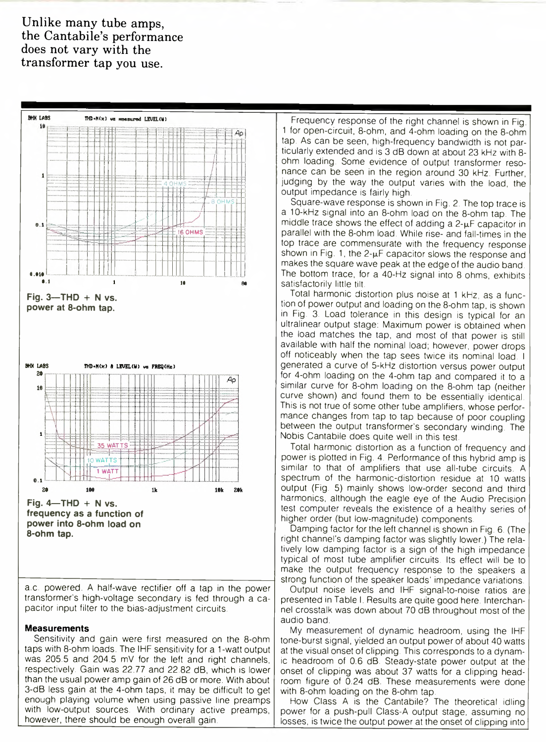Unlike many tube amps, the Cantabile's performance does not vary with the transformer tap you use.

Fig. 3—THD + N vs. power at 8-ohm tap.

Fig. 4—THD + N vs. frequency as a function of power into 8-ohm load on 8-ohm tap.

a.c. powered. A half-wave rectifier off a tap in the power transformer's high-voltage secondary is fed through a capacitor input filter to the bias-adjustment circuits.

### Measurements

Sensitivity and gain were first measured on the 8-ohm taps with 8-ohm loads. The IHF sensitivity for a 1-watt output was 205.5 and 204.5 mV for the left and right channels, respectively. Gain was 22.77 and 22.82 dB, which is lower than the usual power amp gain of 26 dB or more. With about 3-dB less gain at the 4-ohm taps, it may be difficult to get enough playing volume when using passive line preamps with low-output sources. With ordinary active preamps, however, there should be enough overall gain.

Frequency response of the right channel is shown in Fig. 1 for open-circuit, 8-ohm, and 4-ohm loading on the 8-ohm tap. As can be seen, high-frequency bandwidth is not particularly extended and is 3 dB down at about 23 kHz with 8-ohm loading. Some evidence of output transformer resonance can be seen in the region around 30 kHz. Further, judging by the way the output varies with the load, the output impedance is fairly high.

Square-wave response is shown in Fig. 2. The top trace is a 10-kHz signal into an 8-ohm load on the 8-ohm tap. The middle trace shows the effect of adding a 2-μF capacitor in parallel with the 8-ohm load. While rise- and fall-times in the top trace are commensurate with the frequency response shown in Fig. 1, the 2-μF capacitor slows the response and makes the square wave peak at the edge of the audio band. The bottom trace, for a 40-Hz signal into 8 ohms, exhibits satisfactorily little tilt.

Total harmonic distortion plus noise at 1 kHz, as a function of power output and loading on the 8-ohm tap, is shown in Fig. 3. Load tolerance in this design is typical for an ultralinear output stage: Maximum power is obtained when the load matches the tap, and most of that power is still available with half the nominal load; however, power drops off noticeably when the tap sees twice its nominal load. I generated a curve of 5-kHz distortion versus power output for 4-ohm loading on the 4-ohm tap and compared it to a similar curve for 8-ohm loading on the 8-ohm tap (neither curve shown) and found them to be essentially identical. This is not true of some other tube amplifiers, whose performance changes from tap to tap because of poor coupling between the output transformer's secondary winding. The Nobis Cantabile does quite well in this test.

Total harmonic distortion as a function of frequency and power is plotted in Fig. 4. Performance of this hybrid amp is similar to that of amplifiers that use all-tube circuits. A spectrum of the harmonic-distortion residue at 10 watts output (Fig. 5) mainly shows low-order second and third harmonics, although the eagle eye of the Audio Precision test computer reveals the existence of a healthy series of higher order (but low-magnitude) components.

Damping factor for the left channel is shown in Fig. 6. (The right channel's damping factor was slightly lower.) The relatively low damping factor is a sign of the high impedance typical of most tube amplifier circuits. Its effect will be to make the output frequency response to the speakers a strong function of the speaker loads' impedance variations.

Output noise levels and IHF signal-to-noise ratios are presented in Table I. Results are quite good here. Interchannel crosstalk was down about 70 dB throughout most of the audio band.

My measurement of dynamic headroom, using the IHF tone-burst signal, yielded an output power of about 40 watts at the visual onset of clipping. This corresponds to a dynamic headroom of 0.6 dB. Steady-state power output at the onset of clipping was about 37 watts for a clipping headroom figure of 0.24 dB. These measurements were done with 8-ohm loading on the 8-ohm tap.

How Class A is the Cantabile? The theoretical idling power for a push-pull Class-A output stage, assuming no losses, is twice the output power at the onset of clipping into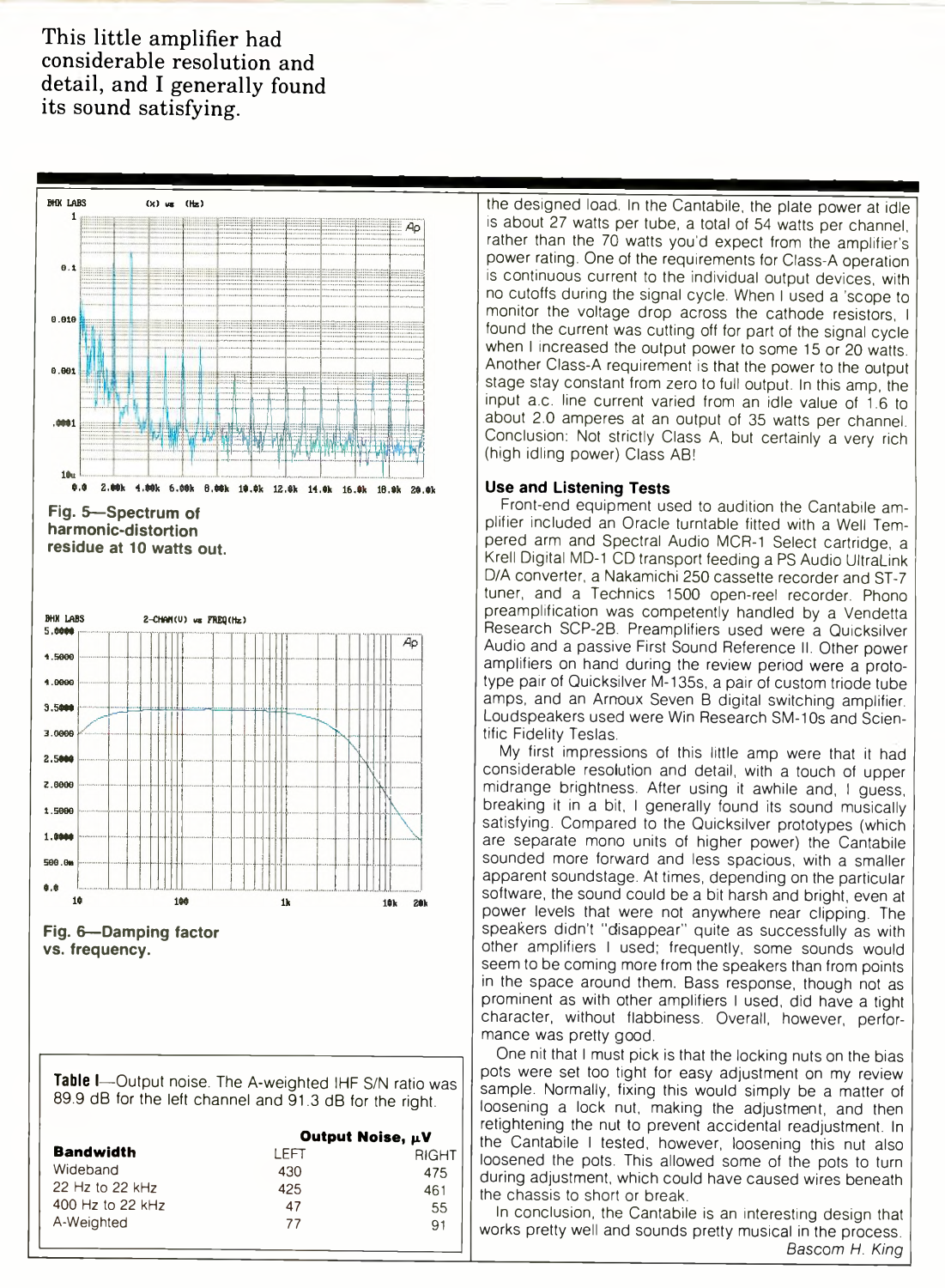This little amplifier had considerable resolution and detail, and I generally found its sound satisfying.

BHK LABS (x) vs (Hz)

1

0.1

0.010

0.001

.0001

10u

0.0 2.00k 4.00k 6.00k 8.00k 10.0k 12.0k 14.0k 16.0k 18.0k 20.0k

Ap

**Fig. 5—Spectrum of harmonic-distortion residue at 10 watts out.**

BHK LABS 2-CHAN(U) vs FREQ(Hz)

5.0000

4.5000

4.0000

3.5000

3.0000

2.5000

2.0000

1.5000

1.0000

500.0m

0.0

10 100 1k 10k 20k

Ap

**Fig. 6—Damping factor vs. frequency.**

**Table I**—Output noise. The A-weighted IHF S/N ratio was 89.9 dB for the left channel and 91.3 dB for the right.

| | Output Noise, μV | |
|---|---|---|
| **Bandwidth** | LEFT | RIGHT |
| Wideband | 430 | 475 |
| 22 Hz to 22 kHz | 425 | 461 |
| 400 Hz to 22 kHz | 47 | 55 |
| A-Weighted | 77 | 91 |

the designed load. In the Cantabile, the plate power at idle is about 27 watts per tube, a total of 54 watts per channel, rather than the 70 watts you'd expect from the amplifier's power rating. One of the requirements for Class-A operation is continuous current to the individual output devices, with no cutoffs during the signal cycle. When I used a 'scope to monitor the voltage drop across the cathode resistors, I found the current was cutting off for part of the signal cycle when I increased the output power to some 15 or 20 watts. Another Class-A requirement is that the power to the output stage stay constant from zero to full output. In this amp, the input a.c. line current varied from an idle value of 1.6 to about 2.0 amperes at an output of 35 watts per channel. Conclusion: Not strictly Class A, but certainly a very rich (high idling power) Class AB!

### Use and Listening Tests

Front-end equipment used to audition the Cantabile amplifier included an Oracle turntable fitted with a Well Tempered arm and Spectral Audio MCR-1 Select cartridge, a Krell Digital MD-1 CD transport feeding a PS Audio UltraLink D/A converter, a Nakamichi 250 cassette recorder and ST-7 tuner, and a Technics 1500 open-reel recorder. Phono preamplification was competently handled by a Vendetta Research SCP-2B. Preamplifiers used were a Quicksilver Audio and a passive First Sound Reference II. Other power amplifiers on hand during the review period were a prototype pair of Quicksilver M-135s, a pair of custom triode tube amps, and an Arnoux Seven B digital switching amplifier. Loudspeakers used were Win Research SM-10s and Scientific Fidelity Teslas.

My first impressions of this little amp were that it had considerable resolution and detail, with a touch of upper midrange brightness. After using it awhile and, I guess, breaking it in a bit, I generally found its sound musically satisfying. Compared to the Quicksilver prototypes (which are separate mono units of higher power) the Cantabile sounded more forward and less spacious, with a smaller apparent soundstage. At times, depending on the particular software, the sound could be a bit harsh and bright, even at power levels that were not anywhere near clipping. The speakers didn't "disappear" quite as successfully as with other amplifiers I used; frequently, some sounds would seem to be coming more from the speakers than from points in the space around them. Bass response, though not as prominent as with other amplifiers I used, did have a tight character, without flabbiness. Overall, however, performance was pretty good.

One nit that I must pick is that the locking nuts on the bias pots were set too tight for easy adjustment on my review sample. Normally, fixing this would simply be a matter of loosening a lock nut, making the adjustment, and then retightening the nut to prevent accidental readjustment. In the Cantabile I tested, however, loosening this nut also loosened the pots. This allowed some of the pots to turn during adjustment, which could have caused wires beneath the chassis to short or break.

In conclusion, the Cantabile is an interesting design that works pretty well and sounds pretty musical in the process.

*Bascom H. King*